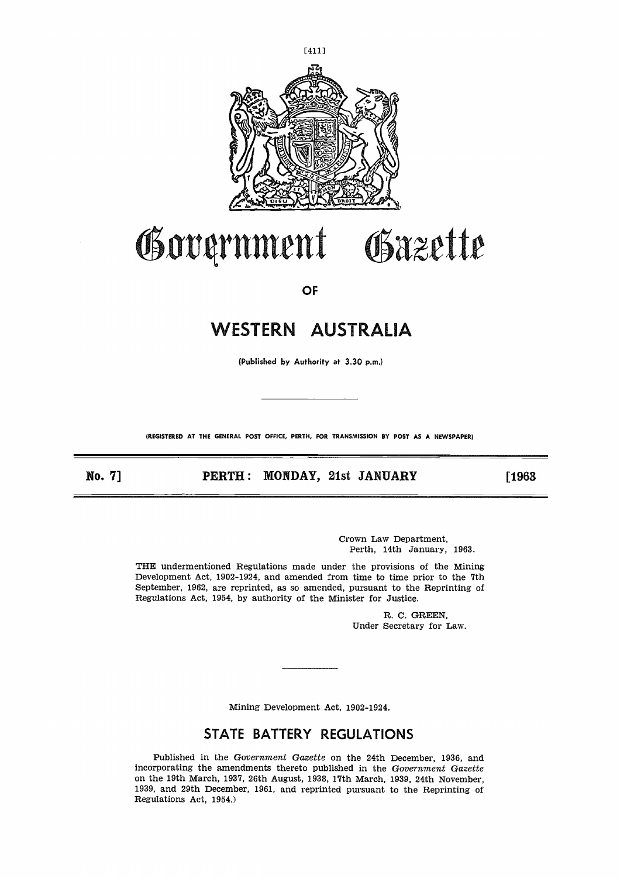# Government Gazette

OF

# WESTERN AUSTRALIA

(Published by Authority at 3.30 p.m.)

(REGISTERED AT THE GENERAL POST OFFICE, PERTH, FOR TRANSMISSION BY POST AS A NEWSPAPER)

**No. 7] PERTH: MONDAY, 21st JANUARY [1963**

Crown Law Department,
Perth, 14th January, 1963.

THE undermentioned Regulations made under the provisions of the Mining Development Act, 1902-1924, and amended from time to time prior to the 7th September, 1962, are reprinted, as so amended, pursuant to the Reprinting of Regulations Act, 1954, by authority of the Minister for Justice.

R. C. GREEN,
Under Secretary for Law.

---

Mining Development Act, 1902-1924.

## STATE BATTERY REGULATIONS

Published in the *Government Gazette* on the 24th December, 1936, and incorporating the amendments thereto published in the *Government Gazette* on the 19th March, 1937, 26th August, 1938, 17th March, 1939, 24th November, 1939, and 29th December, 1961, and reprinted pursuant to the Reprinting of Regulations Act, 1954.)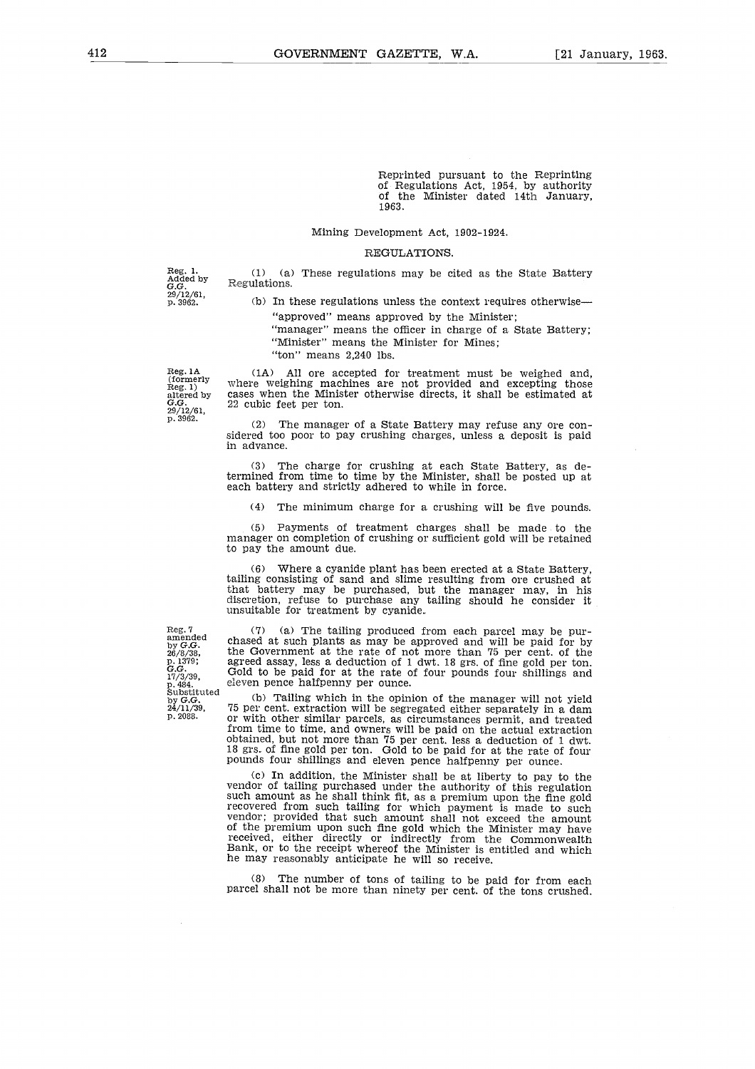Reprinted pursuant to the Reprinting of Regulations Act, 1954, by authority of the Minister dated 14th January, 1963.

Mining Development Act, 1902-1924.

## REGULATIONS.

Reg. 1. Added by *G.G.* 29/12/61, p. 3962.

(1) (a) These regulations may be cited as the State Battery Regulations.

(b) In these regulations unless the context requires otherwise—

"approved" means approved by the Minister;

"manager" means the officer in charge of a State Battery;

"Minister" means the Minister for Mines;

"ton" means 2,240 lbs.

Reg. 1A (formerly Reg. 1) altered by *G.G.* 29/12/61, p. 3962.

(1A) All ore accepted for treatment must be weighed and, where weighing machines are not provided and excepting those cases when the Minister otherwise directs, it shall be estimated at 22 cubic feet per ton.

(2) The manager of a State Battery may refuse any ore considered too poor to pay crushing charges, unless a deposit is paid in advance.

(3) The charge for crushing at each State Battery, as determined from time to time by the Minister, shall be posted up at each battery and strictly adhered to while in force.

(4) The minimum charge for a crushing will be five pounds.

(5) Payments of treatment charges shall be made to the manager on completion of crushing or sufficient gold will be retained to pay the amount due.

(6) Where a cyanide plant has been erected at a State Battery, tailing consisting of sand and slime resulting from ore crushed at that battery may be purchased, but the manager may, in his discretion, refuse to purchase any tailing should he consider it unsuitable for treatment by cyanide.

Reg. 7 amended by *G.G.* 26/8/38, p. 1379; *G.G.* 17/3/39, p. 484. Substituted by *G.G.* 24/11/39, p. 2088.

(7) (a) The tailing produced from each parcel may be purchased at such plants as may be approved and will be paid for by the Government at the rate of not more than 75 per cent. of the agreed assay, less a deduction of 1 dwt. 18 grs. of fine gold per ton. Gold to be paid for at the rate of four pounds four shillings and eleven pence halfpenny per ounce.

(b) Tailing which in the opinion of the manager will not yield 75 per cent. extraction will be segregated either separately in a dam or with other similar parcels, as circumstances permit, and treated from time to time, and owners will be paid on the actual extraction obtained, but not more than 75 per cent. less a deduction of 1 dwt. 18 grs. of fine gold per ton. Gold to be paid for at the rate of four pounds four shillings and eleven pence halfpenny per ounce.

(c) In addition, the Minister shall be at liberty to pay to the vendor of tailing purchased under the authority of this regulation such amount as he shall think fit, as a premium upon the fine gold recovered from such tailing for which payment is made to such vendor; provided that such amount shall not exceed the amount of the premium upon such fine gold which the Minister may have received, either directly or indirectly from the Commonwealth Bank, or to the receipt whereof the Minister is entitled and which he may reasonably anticipate he will so receive.

(8) The number of tons of tailing to be paid for from each parcel shall not be more than ninety per cent. of the tons crushed.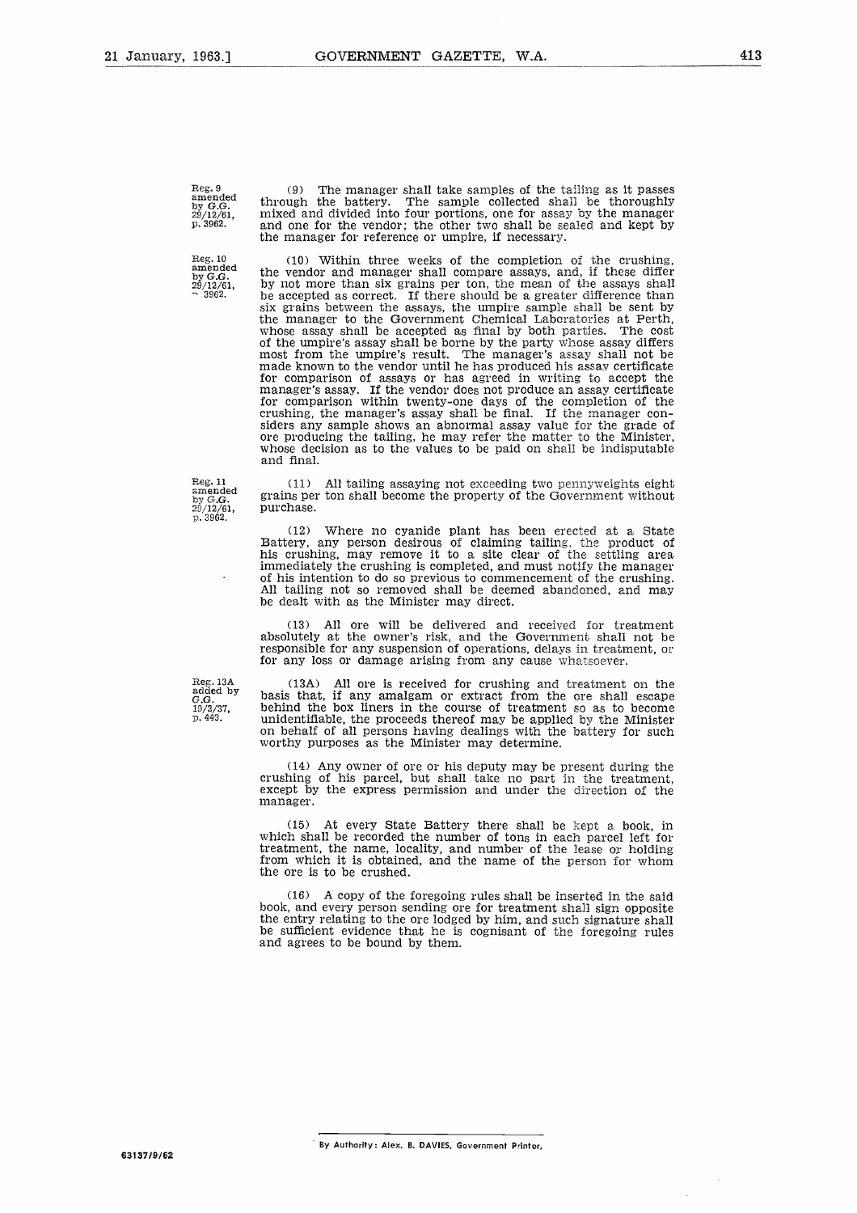Reg. 9 amended by G.G. 29/12/61, p. 3962.

(9) The manager shall take samples of the tailing as it passes through the battery. The sample collected shall be thoroughly mixed and divided into four portions, one for assay by the manager and one for the vendor; the other two shall be sealed and kept by the manager for reference or umpire, if necessary.

Reg. 10 amended by G.G. 29/12/61, p. 3962.

(10) Within three weeks of the completion of the crushing, the vendor and manager shall compare assays, and, if these differ by not more than six grains per ton, the mean of the assays shall be accepted as correct. If there should be a greater difference than six grains between the assays, the umpire sample shall be sent by the manager to the Government Chemical Laboratories at Perth, whose assay shall be accepted as final by both parties. The cost of the umpire's assay shall be borne by the party whose assay differs most from the umpire's result. The manager's assay shall not be made known to the vendor until he has produced his assay certificate for comparison of assays or has agreed in writing to accept the manager's assay. If the vendor does not produce an assay certificate for comparison within twenty-one days of the completion of the crushing, the manager's assay shall be final. If the manager considers any sample shows an abnormal assay value for the grade of ore producing the tailing, he may refer the matter to the Minister, whose decision as to the values to be paid on shall be indisputable and final.

Reg. 11 amended by G.G. 29/12/61, p. 3962.

(11) All tailing assaying not exceeding two pennyweights eight grains per ton shall become the property of the Government without purchase.

(12) Where no cyanide plant has been erected at a State Battery, any person desirous of claiming tailing, the product of his crushing, may remove it to a site clear of the settling area immediately the crushing is completed, and must notify the manager of his intention to do so previous to commencement of the crushing. All tailing not so removed shall be deemed abandoned, and may be dealt with as the Minister may direct.

(13) All ore will be delivered and received for treatment absolutely at the owner's risk, and the Government shall not be responsible for any suspension of operations, delays in treatment, or for any loss or damage arising from any cause whatsoever.

Reg. 13A added by G.G. 19/3/37, p. 443.

(13A) All ore is received for crushing and treatment on the basis that, if any amalgam or extract from the ore shall escape behind the box liners in the course of treatment so as to become unidentifiable, the proceeds thereof may be applied by the Minister on behalf of all persons having dealings with the battery for such worthy purposes as the Minister may determine.

(14) Any owner of ore or his deputy may be present during the crushing of his parcel, but shall take no part in the treatment, except by the express permission and under the direction of the manager.

(15) At every State Battery there shall be kept a book, in which shall be recorded the number of tons in each parcel left for treatment, the name, locality, and number of the lease or holding from which it is obtained, and the name of the person for whom the ore is to be crushed.

(16) A copy of the foregoing rules shall be inserted in the said book, and every person sending ore for treatment shall sign opposite the entry relating to the ore lodged by him, and such signature shall be sufficient evidence that he is cognisant of the foregoing rules and agrees to be bound by them.

By Authority: Alex. B. DAVIES, Government Printer.

63137/9/62